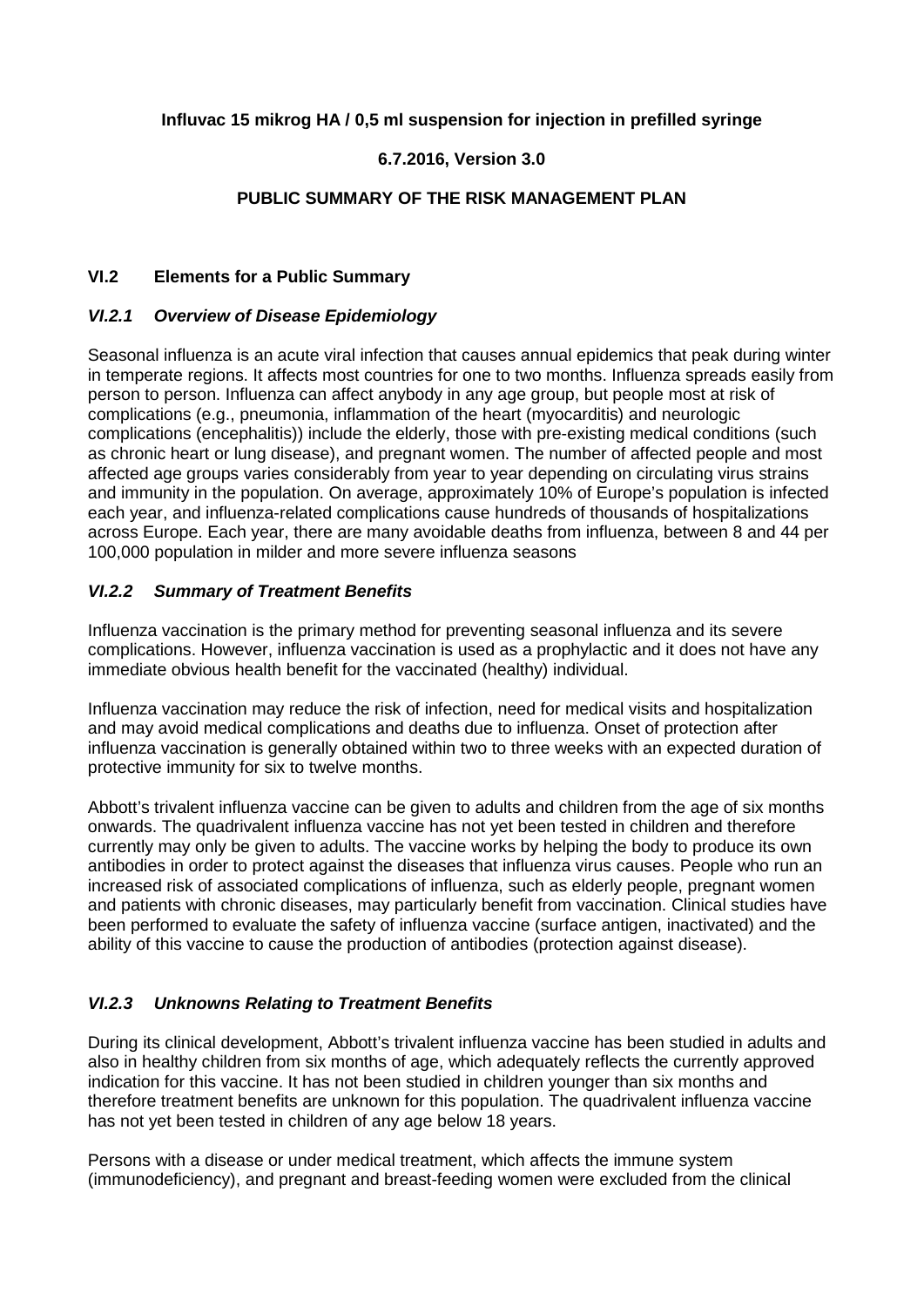**Influvac 15 mikrog HA / 0,5 ml suspension for injection in prefilled syringe**

**6.7.2016, Version 3.0**

**PUBLIC SUMMARY OF THE RISK MANAGEMENT PLAN**

## VI.2 Elements for a Public Summary

### *VI.2.1 Overview of Disease Epidemiology*

Seasonal influenza is an acute viral infection that causes annual epidemics that peak during winter in temperate regions. It affects most countries for one to two months. Influenza spreads easily from person to person. Influenza can affect anybody in any age group, but people most at risk of complications (e.g., pneumonia, inflammation of the heart (myocarditis) and neurologic complications (encephalitis)) include the elderly, those with pre-existing medical conditions (such as chronic heart or lung disease), and pregnant women. The number of affected people and most affected age groups varies considerably from year to year depending on circulating virus strains and immunity in the population. On average, approximately 10% of Europe's population is infected each year, and influenza-related complications cause hundreds of thousands of hospitalizations across Europe. Each year, there are many avoidable deaths from influenza, between 8 and 44 per 100,000 population in milder and more severe influenza seasons

### *VI.2.2 Summary of Treatment Benefits*

Influenza vaccination is the primary method for preventing seasonal influenza and its severe complications. However, influenza vaccination is used as a prophylactic and it does not have any immediate obvious health benefit for the vaccinated (healthy) individual.

Influenza vaccination may reduce the risk of infection, need for medical visits and hospitalization and may avoid medical complications and deaths due to influenza. Onset of protection after influenza vaccination is generally obtained within two to three weeks with an expected duration of protective immunity for six to twelve months.

Abbott's trivalent influenza vaccine can be given to adults and children from the age of six months onwards. The quadrivalent influenza vaccine has not yet been tested in children and therefore currently may only be given to adults. The vaccine works by helping the body to produce its own antibodies in order to protect against the diseases that influenza virus causes. People who run an increased risk of associated complications of influenza, such as elderly people, pregnant women and patients with chronic diseases, may particularly benefit from vaccination. Clinical studies have been performed to evaluate the safety of influenza vaccine (surface antigen, inactivated) and the ability of this vaccine to cause the production of antibodies (protection against disease).

### *VI.2.3 Unknowns Relating to Treatment Benefits*

During its clinical development, Abbott's trivalent influenza vaccine has been studied in adults and also in healthy children from six months of age, which adequately reflects the currently approved indication for this vaccine. It has not been studied in children younger than six months and therefore treatment benefits are unknown for this population. The quadrivalent influenza vaccine has not yet been tested in children of any age below 18 years.

Persons with a disease or under medical treatment, which affects the immune system (immunodeficiency), and pregnant and breast-feeding women were excluded from the clinical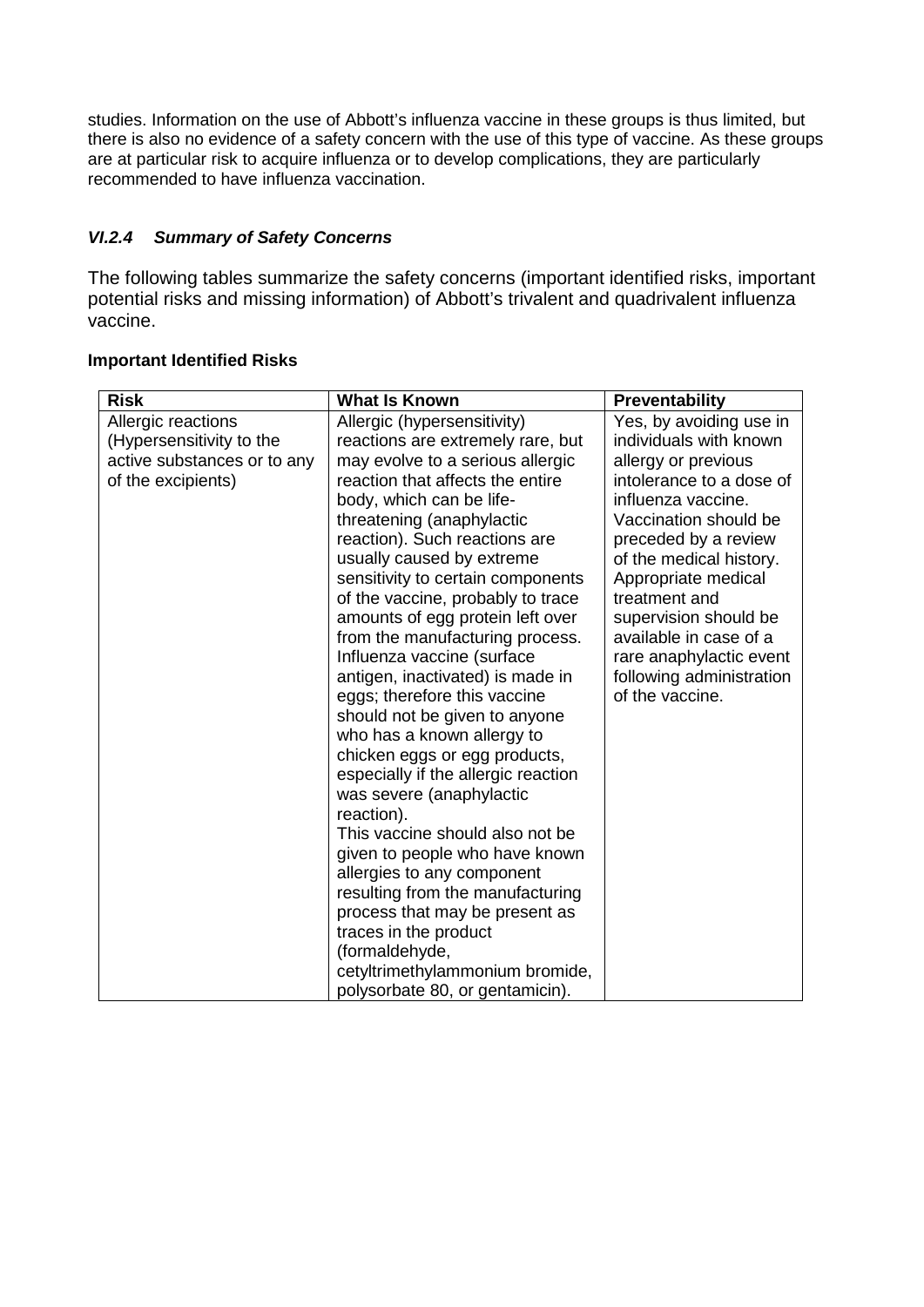studies. Information on the use of Abbott's influenza vaccine in these groups is thus limited, but there is also no evidence of a safety concern with the use of this type of vaccine. As these groups are at particular risk to acquire influenza or to develop complications, they are particularly recommended to have influenza vaccination.

### *VI.2.4 Summary of Safety Concerns*

The following tables summarize the safety concerns (important identified risks, important potential risks and missing information) of Abbott's trivalent and quadrivalent influenza vaccine.

**Important Identified Risks**

| Risk | What Is Known | Preventability |
|---|---|---|
| Allergic reactions (Hypersensitivity to the active substances or to any of the excipients) | Allergic (hypersensitivity) reactions are extremely rare, but may evolve to a serious allergic reaction that affects the entire body, which can be life-threatening (anaphylactic reaction). Such reactions are usually caused by extreme sensitivity to certain components of the vaccine, probably to trace amounts of egg protein left over from the manufacturing process. Influenza vaccine (surface antigen, inactivated) is made in eggs; therefore this vaccine should not be given to anyone who has a known allergy to chicken eggs or egg products, especially if the allergic reaction was severe (anaphylactic reaction).<br>This vaccine should also not be given to people who have known allergies to any component resulting from the manufacturing process that may be present as traces in the product (formaldehyde, cetyltrimethylammonium bromide, polysorbate 80, or gentamicin). | Yes, by avoiding use in individuals with known allergy or previous intolerance to a dose of influenza vaccine. Vaccination should be preceded by a review of the medical history. Appropriate medical treatment and supervision should be available in case of a rare anaphylactic event following administration of the vaccine. |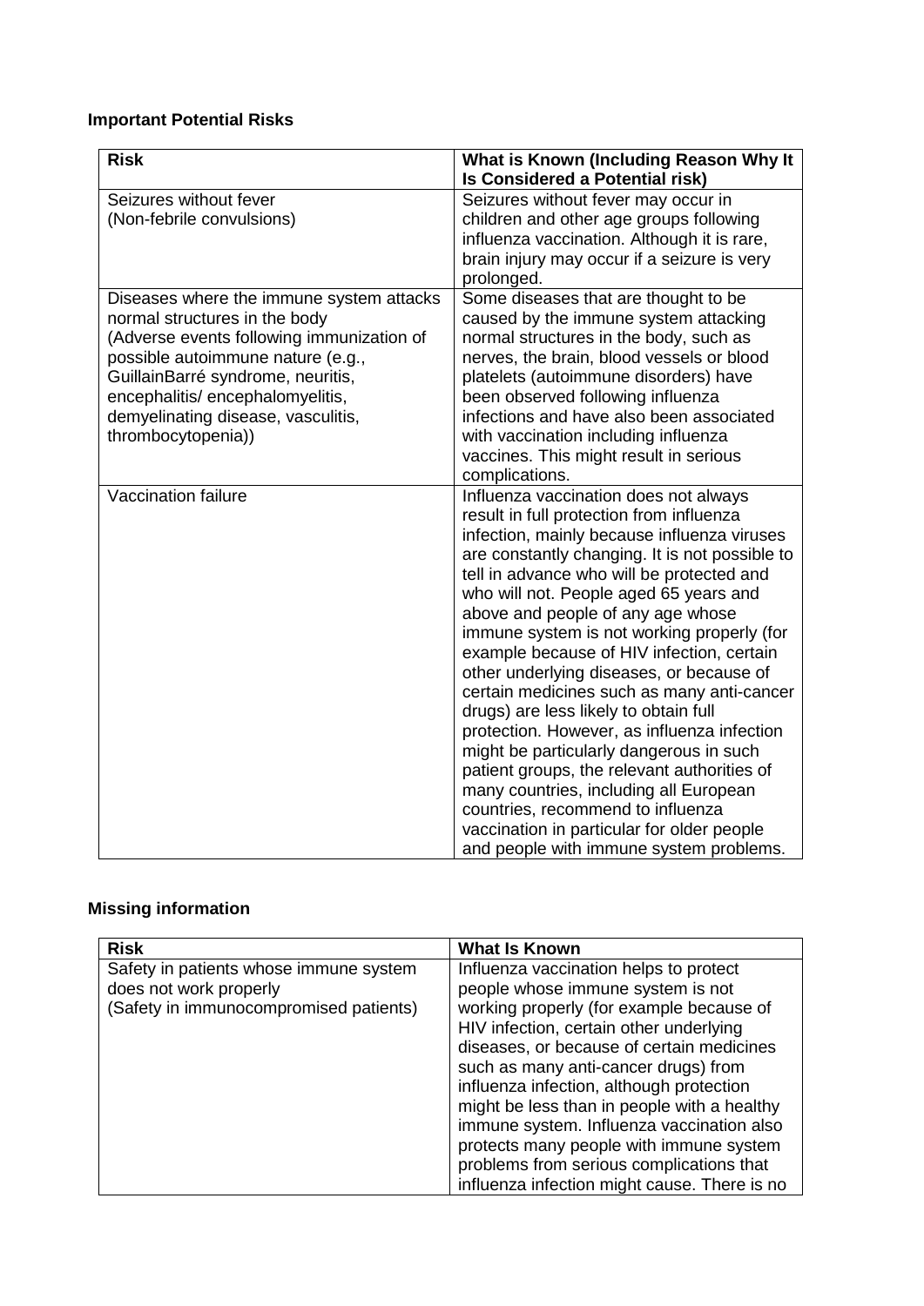**Important Potential Risks**

| Risk | What is Known (Including Reason Why It Is Considered a Potential risk) |
|---|---|
| Seizures without fever (Non-febrile convulsions) | Seizures without fever may occur in children and other age groups following influenza vaccination. Although it is rare, brain injury may occur if a seizure is very prolonged. |
| Diseases where the immune system attacks normal structures in the body (Adverse events following immunization of possible autoimmune nature (e.g., GuillainBarré syndrome, neuritis, encephalitis/ encephalomyelitis, demyelinating disease, vasculitis, thrombocytopenia)) | Some diseases that are thought to be caused by the immune system attacking normal structures in the body, such as nerves, the brain, blood vessels or blood platelets (autoimmune disorders) have been observed following influenza infections and have also been associated with vaccination including influenza vaccines. This might result in serious complications. |
| Vaccination failure | Influenza vaccination does not always result in full protection from influenza infection, mainly because influenza viruses are constantly changing. It is not possible to tell in advance who will be protected and who will not. People aged 65 years and above and people of any age whose immune system is not working properly (for example because of HIV infection, certain other underlying diseases, or because of certain medicines such as many anti-cancer drugs) are less likely to obtain full protection. However, as influenza infection might be particularly dangerous in such patient groups, the relevant authorities of many countries, including all European countries, recommend to influenza vaccination in particular for older people and people with immune system problems. |

**Missing information**

| Risk | What Is Known |
|---|---|
| Safety in patients whose immune system does not work properly (Safety in immunocompromised patients) | Influenza vaccination helps to protect people whose immune system is not working properly (for example because of HIV infection, certain other underlying diseases, or because of certain medicines such as many anti-cancer drugs) from influenza infection, although protection might be less than in people with a healthy immune system. Influenza vaccination also protects many people with immune system problems from serious complications that influenza infection might cause. There is no |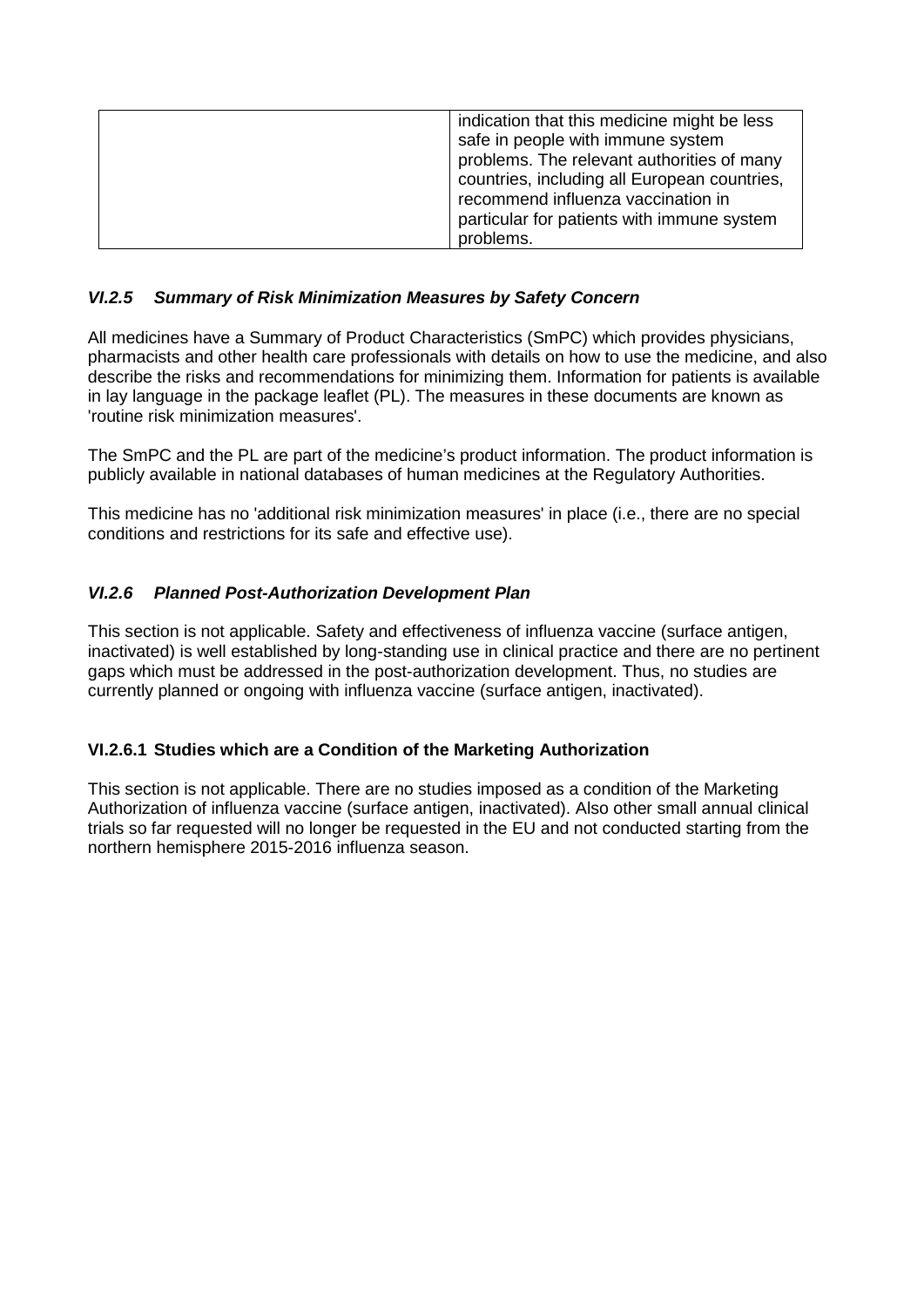| | |
|---|---|
| | indication that this medicine might be less safe in people with immune system problems. The relevant authorities of many countries, including all European countries, recommend influenza vaccination in particular for patients with immune system problems. |

### *VI.2.5 Summary of Risk Minimization Measures by Safety Concern*

All medicines have a Summary of Product Characteristics (SmPC) which provides physicians, pharmacists and other health care professionals with details on how to use the medicine, and also describe the risks and recommendations for minimizing them. Information for patients is available in lay language in the package leaflet (PL). The measures in these documents are known as 'routine risk minimization measures'.

The SmPC and the PL are part of the medicine's product information. The product information is publicly available in national databases of human medicines at the Regulatory Authorities.

This medicine has no 'additional risk minimization measures' in place (i.e., there are no special conditions and restrictions for its safe and effective use).

### *VI.2.6 Planned Post-Authorization Development Plan*

This section is not applicable. Safety and effectiveness of influenza vaccine (surface antigen, inactivated) is well established by long-standing use in clinical practice and there are no pertinent gaps which must be addressed in the post-authorization development. Thus, no studies are currently planned or ongoing with influenza vaccine (surface antigen, inactivated).

#### VI.2.6.1 Studies which are a Condition of the Marketing Authorization

This section is not applicable. There are no studies imposed as a condition of the Marketing Authorization of influenza vaccine (surface antigen, inactivated). Also other small annual clinical trials so far requested will no longer be requested in the EU and not conducted starting from the northern hemisphere 2015-2016 influenza season.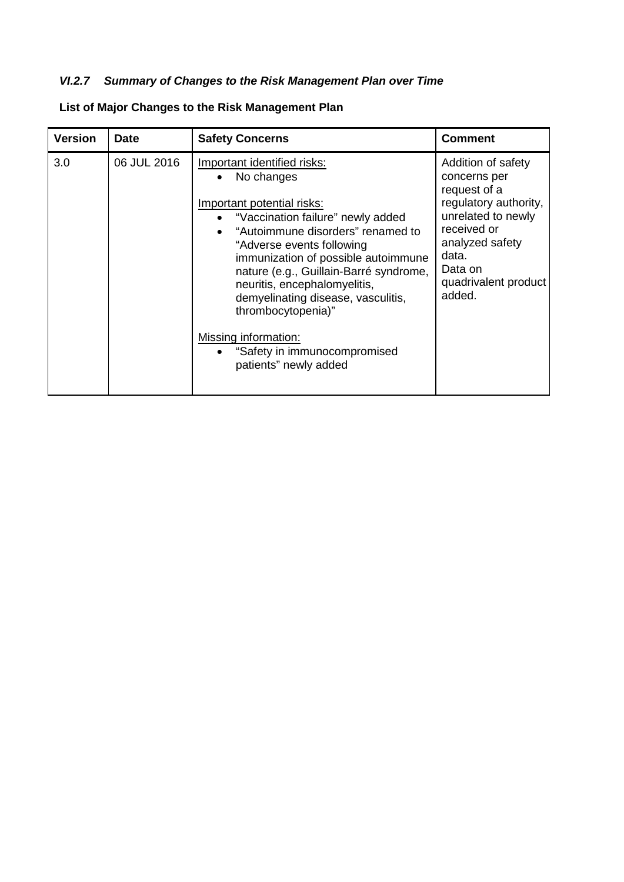### *VI.2.7 Summary of Changes to the Risk Management Plan over Time*

**List of Major Changes to the Risk Management Plan**

| Version | Date | Safety Concerns | Comment |
|---|---|---|---|
| 3.0 | 06 JUL 2016 | Important identified risks:<br>• No changes<br><br>Important potential risks:<br>• "Vaccination failure" newly added<br>• "Autoimmune disorders" renamed to "Adverse events following immunization of possible autoimmune nature (e.g., Guillain-Barré syndrome, neuritis, encephalomyelitis, demyelinating disease, vasculitis, thrombocytopenia)"<br><br>Missing information:<br>• "Safety in immunocompromised patients" newly added | Addition of safety concerns per request of a regulatory authority, unrelated to newly received or analyzed safety data.<br>Data on quadrivalent product added. |